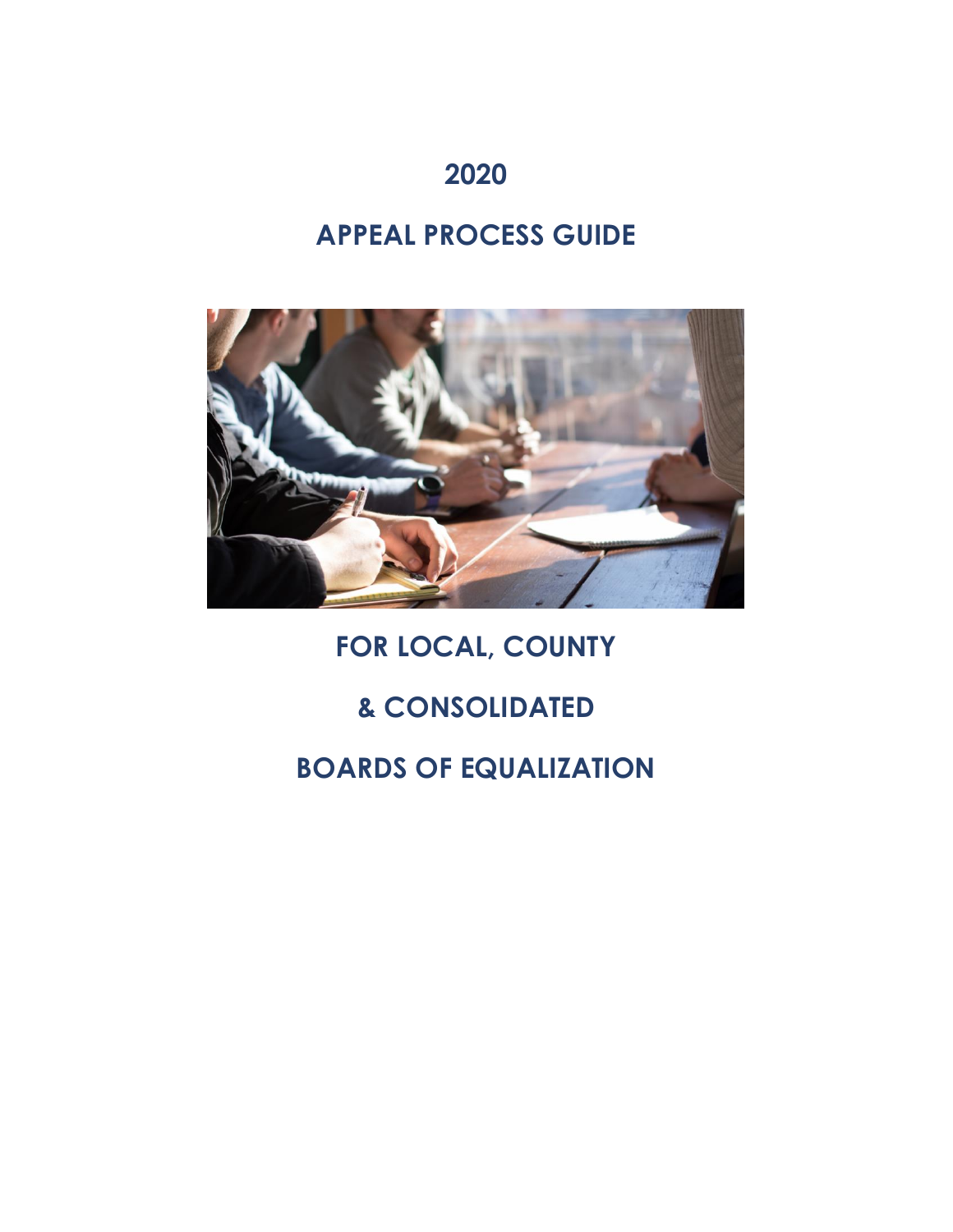# 2020

# APPEAL PROCESS GUIDE

# FOR LOCAL, COUNTY

# & CONSOLIDATED

# BOARDS OF EQUALIZATION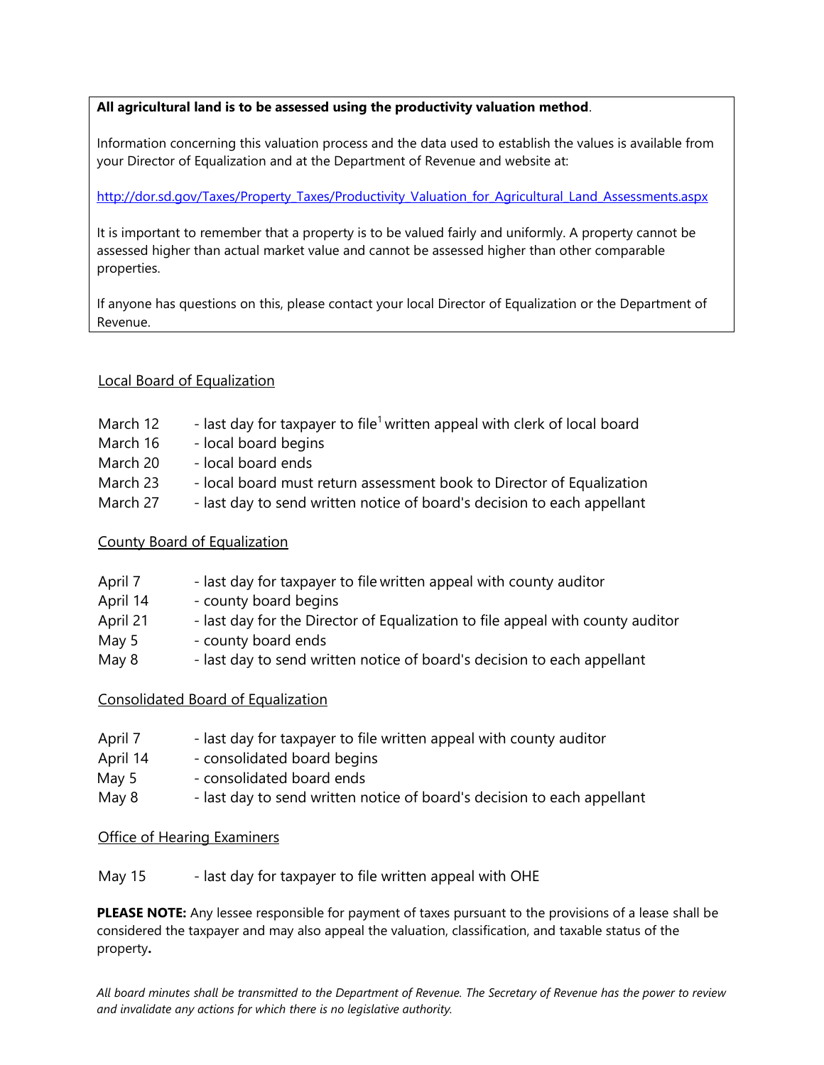**All agricultural land is to be assessed using the productivity valuation method**.

Information concerning this valuation process and the data used to establish the values is available from your Director of Equalization and at the Department of Revenue and website at:

http://dor.sd.gov/Taxes/Property_Taxes/Productivity_Valuation_for_Agricultural_Land_Assessments.aspx

It is important to remember that a property is to be valued fairly and uniformly. A property cannot be assessed higher than actual market value and cannot be assessed higher than other comparable properties.

If anyone has questions on this, please contact your local Director of Equalization or the Department of Revenue.

## Local Board of Equalization

- March 12 - last day for taxpayer to file[1] written appeal with clerk of local board
- March 16 - local board begins
- March 20 - local board ends
- March 23 - local board must return assessment book to Director of Equalization
- March 27 - last day to send written notice of board's decision to each appellant

## County Board of Equalization

- April 7 - last day for taxpayer to file written appeal with county auditor
- April 14 - county board begins
- April 21 - last day for the Director of Equalization to file appeal with county auditor
- May 5 - county board ends
- May 8 - last day to send written notice of board's decision to each appellant

## Consolidated Board of Equalization

- April 7 - last day for taxpayer to file written appeal with county auditor
- April 14 - consolidated board begins
- May 5 - consolidated board ends
- May 8 - last day to send written notice of board's decision to each appellant

## Office of Hearing Examiners

- May 15 - last day for taxpayer to file written appeal with OHE

**PLEASE NOTE:** Any lessee responsible for payment of taxes pursuant to the provisions of a lease shall be considered the taxpayer and may also appeal the valuation, classification, and taxable status of the property**.**

*All board minutes shall be transmitted to the Department of Revenue. The Secretary of Revenue has the power to review and invalidate any actions for which there is no legislative authority.*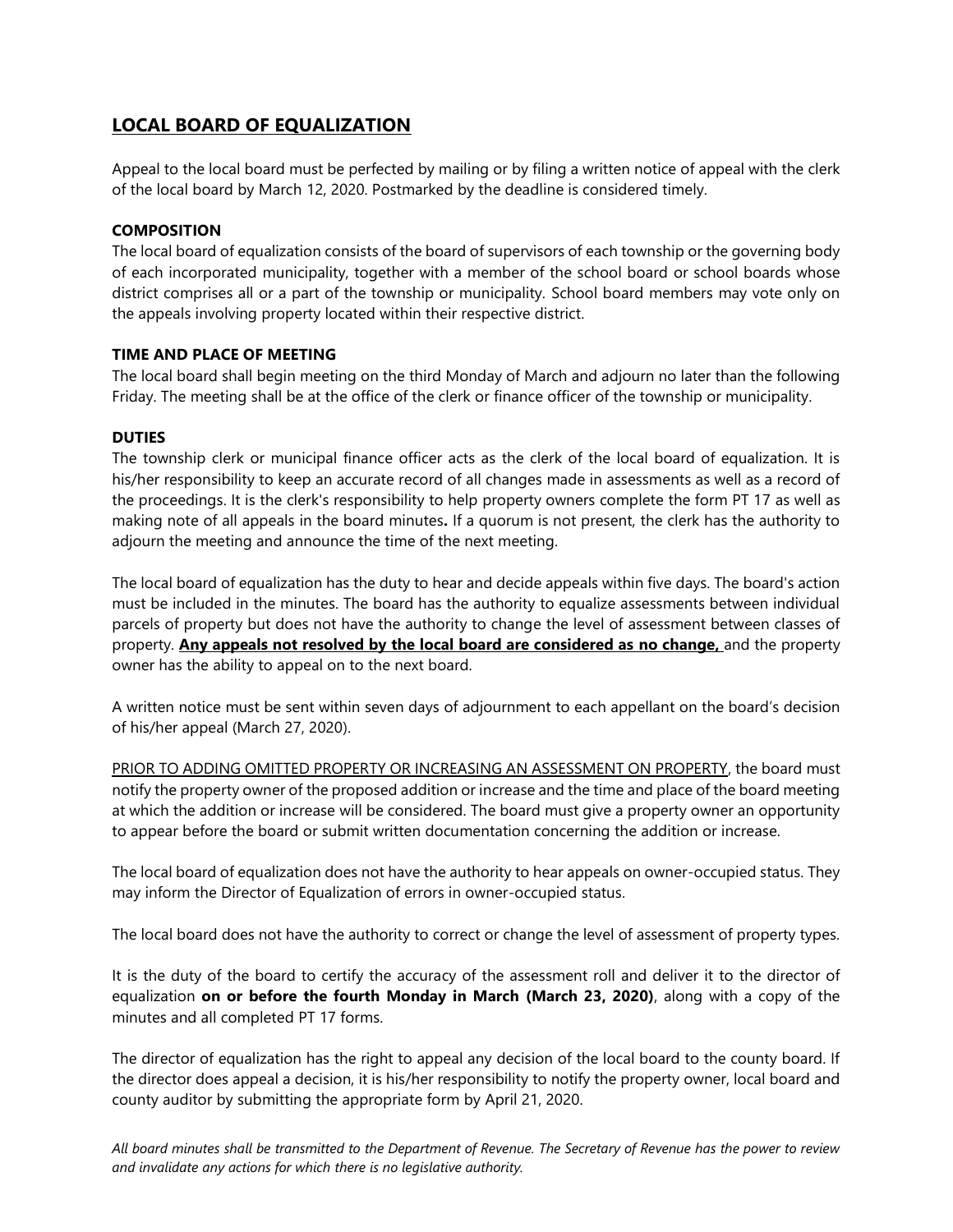## <u>LOCAL BOARD OF EQUALIZATION</u>

Appeal to the local board must be perfected by mailing or by filing a written notice of appeal with the clerk of the local board by March 12, 2020. Postmarked by the deadline is considered timely.

### COMPOSITION

The local board of equalization consists of the board of supervisors of each township or the governing body of each incorporated municipality, together with a member of the school board or school boards whose district comprises all or a part of the township or municipality. School board members may vote only on the appeals involving property located within their respective district.

### TIME AND PLACE OF MEETING

The local board shall begin meeting on the third Monday of March and adjourn no later than the following Friday. The meeting shall be at the office of the clerk or finance officer of the township or municipality.

### DUTIES

The township clerk or municipal finance officer acts as the clerk of the local board of equalization. It is his/her responsibility to keep an accurate record of all changes made in assessments as well as a record of the proceedings. It is the clerk's responsibility to help property owners complete the form PT 17 as well as making note of all appeals in the board minutes**.** If a quorum is not present, the clerk has the authority to adjourn the meeting and announce the time of the next meeting.

The local board of equalization has the duty to hear and decide appeals within five days. The board's action must be included in the minutes. The board has the authority to equalize assessments between individual parcels of property but does not have the authority to change the level of assessment between classes of property. <u>**Any appeals not resolved by the local board are considered as no change,**</u> and the property owner has the ability to appeal on to the next board.

A written notice must be sent within seven days of adjournment to each appellant on the board's decision of his/her appeal (March 27, 2020).

<u>PRIOR TO ADDING OMITTED PROPERTY OR INCREASING AN ASSESSMENT ON PROPERTY</u>, the board must notify the property owner of the proposed addition or increase and the time and place of the board meeting at which the addition or increase will be considered. The board must give a property owner an opportunity to appear before the board or submit written documentation concerning the addition or increase.

The local board of equalization does not have the authority to hear appeals on owner-occupied status. They may inform the Director of Equalization of errors in owner-occupied status.

The local board does not have the authority to correct or change the level of assessment of property types.

It is the duty of the board to certify the accuracy of the assessment roll and deliver it to the director of equalization **on or before the fourth Monday in March (March 23, 2020)**, along with a copy of the minutes and all completed PT 17 forms.

The director of equalization has the right to appeal any decision of the local board to the county board. If the director does appeal a decision, it is his/her responsibility to notify the property owner, local board and county auditor by submitting the appropriate form by April 21, 2020.

*All board minutes shall be transmitted to the Department of Revenue. The Secretary of Revenue has the power to review and invalidate any actions for which there is no legislative authority.*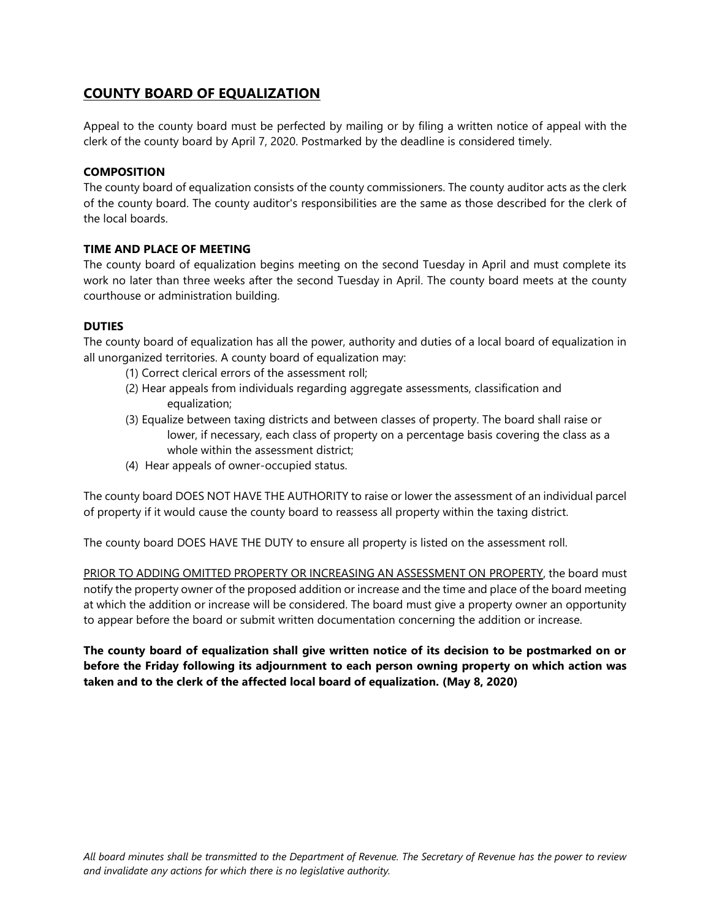## COUNTY BOARD OF EQUALIZATION

Appeal to the county board must be perfected by mailing or by filing a written notice of appeal with the clerk of the county board by April 7, 2020. Postmarked by the deadline is considered timely.

### COMPOSITION

The county board of equalization consists of the county commissioners. The county auditor acts as the clerk of the county board. The county auditor's responsibilities are the same as those described for the clerk of the local boards.

### TIME AND PLACE OF MEETING

The county board of equalization begins meeting on the second Tuesday in April and must complete its work no later than three weeks after the second Tuesday in April. The county board meets at the county courthouse or administration building.

### DUTIES

The county board of equalization has all the power, authority and duties of a local board of equalization in all unorganized territories. A county board of equalization may:

(1) Correct clerical errors of the assessment roll;
(2) Hear appeals from individuals regarding aggregate assessments, classification and equalization;
(3) Equalize between taxing districts and between classes of property. The board shall raise or lower, if necessary, each class of property on a percentage basis covering the class as a whole within the assessment district;
(4) Hear appeals of owner-occupied status.

The county board DOES NOT HAVE THE AUTHORITY to raise or lower the assessment of an individual parcel of property if it would cause the county board to reassess all property within the taxing district.

The county board DOES HAVE THE DUTY to ensure all property is listed on the assessment roll.

PRIOR TO ADDING OMITTED PROPERTY OR INCREASING AN ASSESSMENT ON PROPERTY, the board must notify the property owner of the proposed addition or increase and the time and place of the board meeting at which the addition or increase will be considered. The board must give a property owner an opportunity to appear before the board or submit written documentation concerning the addition or increase.

**The county board of equalization shall give written notice of its decision to be postmarked on or before the Friday following its adjournment to each person owning property on which action was taken and to the clerk of the affected local board of equalization. (May 8, 2020)**

*All board minutes shall be transmitted to the Department of Revenue. The Secretary of Revenue has the power to review and invalidate any actions for which there is no legislative authority.*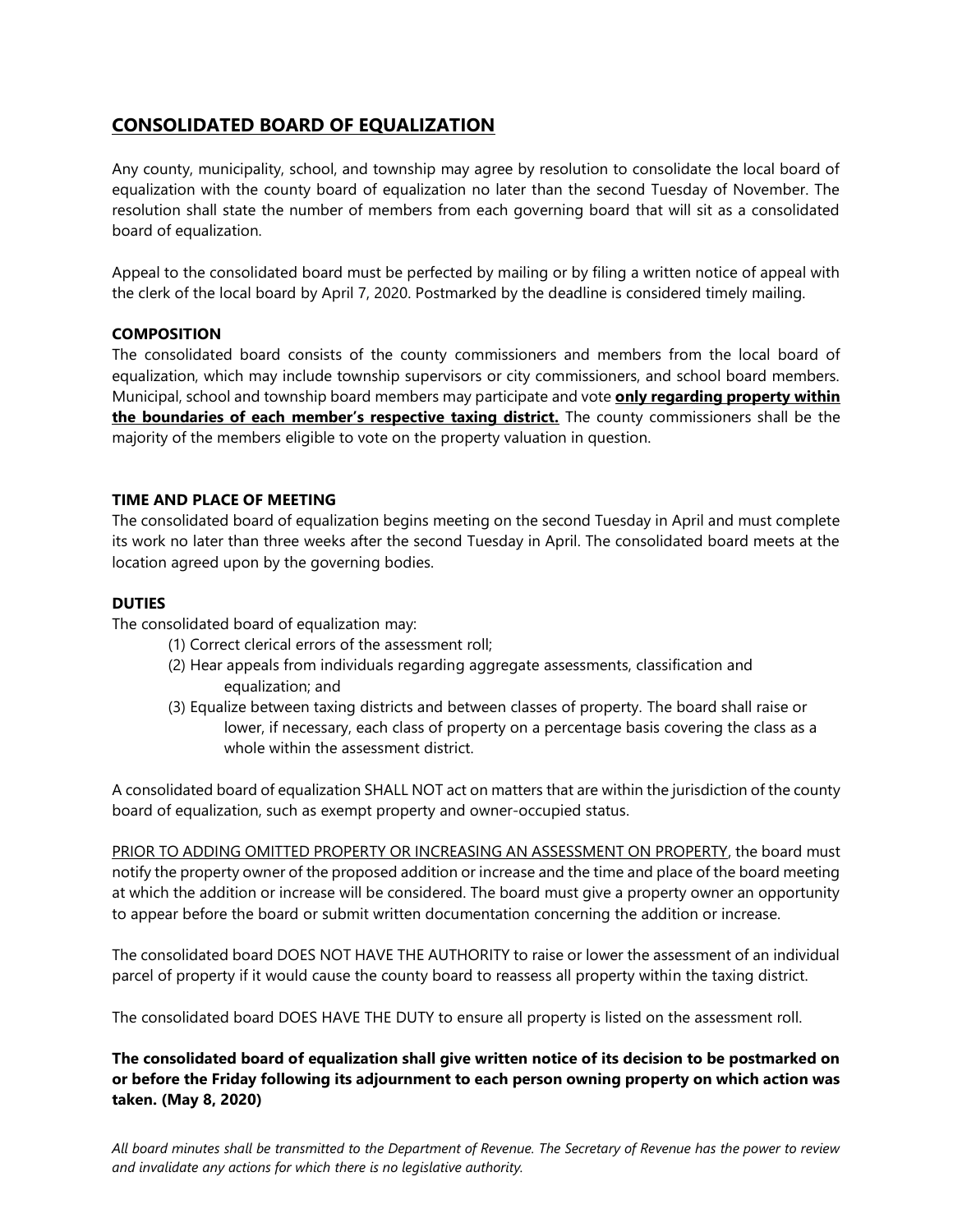## CONSOLIDATED BOARD OF EQUALIZATION

Any county, municipality, school, and township may agree by resolution to consolidate the local board of equalization with the county board of equalization no later than the second Tuesday of November. The resolution shall state the number of members from each governing board that will sit as a consolidated board of equalization.

Appeal to the consolidated board must be perfected by mailing or by filing a written notice of appeal with the clerk of the local board by April 7, 2020. Postmarked by the deadline is considered timely mailing.

### COMPOSITION

The consolidated board consists of the county commissioners and members from the local board of equalization, which may include township supervisors or city commissioners, and school board members. Municipal, school and township board members may participate and vote **only regarding property within the boundaries of each member's respective taxing district.** The county commissioners shall be the majority of the members eligible to vote on the property valuation in question.

### TIME AND PLACE OF MEETING

The consolidated board of equalization begins meeting on the second Tuesday in April and must complete its work no later than three weeks after the second Tuesday in April. The consolidated board meets at the location agreed upon by the governing bodies.

### DUTIES

The consolidated board of equalization may:

(1) Correct clerical errors of the assessment roll;
(2) Hear appeals from individuals regarding aggregate assessments, classification and equalization; and
(3) Equalize between taxing districts and between classes of property. The board shall raise or lower, if necessary, each class of property on a percentage basis covering the class as a whole within the assessment district.

A consolidated board of equalization SHALL NOT act on matters that are within the jurisdiction of the county board of equalization, such as exempt property and owner-occupied status.

PRIOR TO ADDING OMITTED PROPERTY OR INCREASING AN ASSESSMENT ON PROPERTY, the board must notify the property owner of the proposed addition or increase and the time and place of the board meeting at which the addition or increase will be considered. The board must give a property owner an opportunity to appear before the board or submit written documentation concerning the addition or increase.

The consolidated board DOES NOT HAVE THE AUTHORITY to raise or lower the assessment of an individual parcel of property if it would cause the county board to reassess all property within the taxing district.

The consolidated board DOES HAVE THE DUTY to ensure all property is listed on the assessment roll.

**The consolidated board of equalization shall give written notice of its decision to be postmarked on or before the Friday following its adjournment to each person owning property on which action was taken. (May 8, 2020)**

*All board minutes shall be transmitted to the Department of Revenue. The Secretary of Revenue has the power to review and invalidate any actions for which there is no legislative authority.*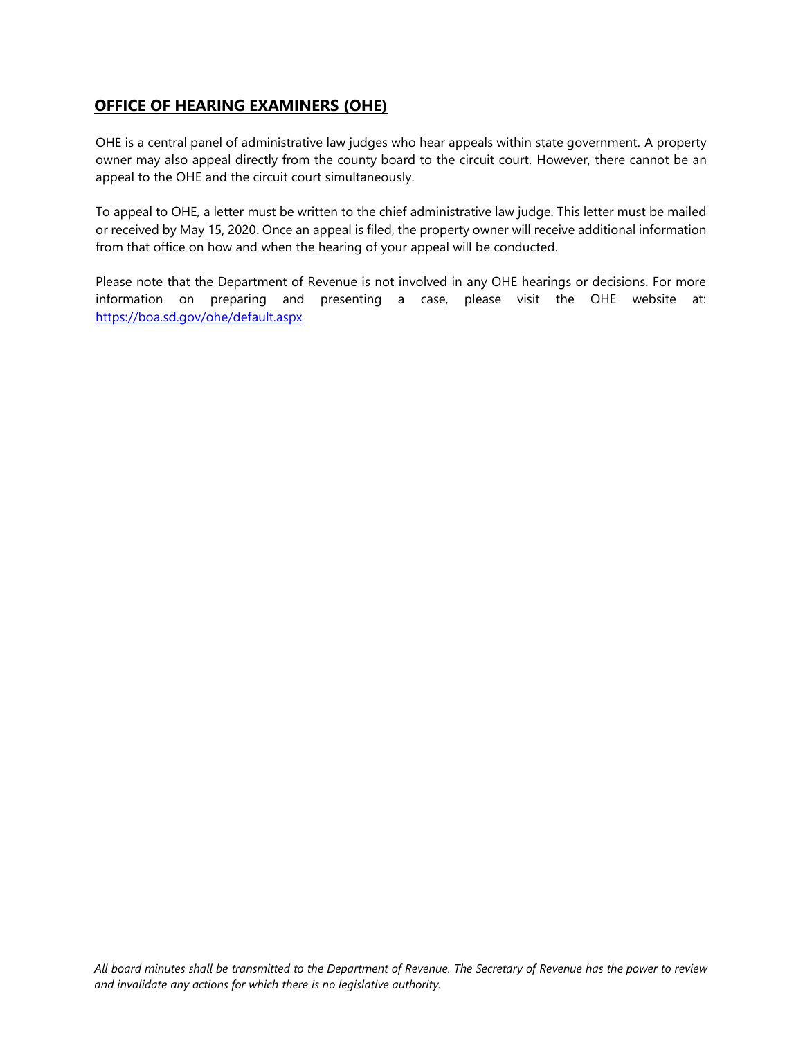## OFFICE OF HEARING EXAMINERS (OHE)

OHE is a central panel of administrative law judges who hear appeals within state government. A property owner may also appeal directly from the county board to the circuit court. However, there cannot be an appeal to the OHE and the circuit court simultaneously.

To appeal to OHE, a letter must be written to the chief administrative law judge. This letter must be mailed or received by May 15, 2020. Once an appeal is filed, the property owner will receive additional information from that office on how and when the hearing of your appeal will be conducted.

Please note that the Department of Revenue is not involved in any OHE hearings or decisions. For more information on preparing and presenting a case, please visit the OHE website at: [https://boa.sd.gov/ohe/default.aspx](https://boa.sd.gov/ohe/default.aspx)

*All board minutes shall be transmitted to the Department of Revenue. The Secretary of Revenue has the power to review and invalidate any actions for which there is no legislative authority.*